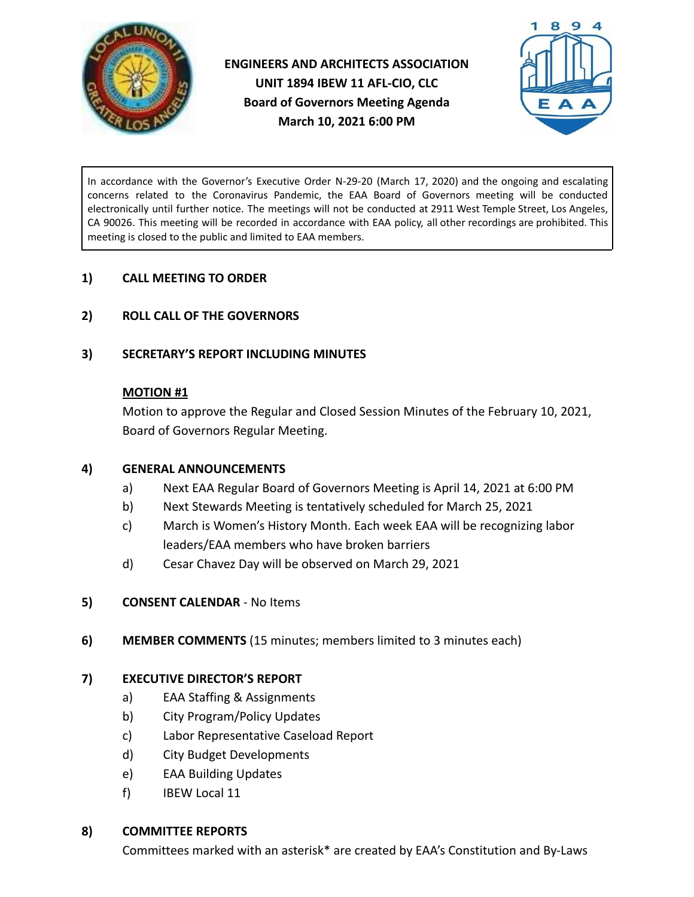**ENGINEERS AND ARCHITECTS ASSOCIATION**
**UNIT 1894 IBEW 11 AFL-CIO, CLC**
**Board of Governors Meeting Agenda**
**March 10, 2021 6:00 PM**

In accordance with the Governor's Executive Order N-29-20 (March 17, 2020) and the ongoing and escalating concerns related to the Coronavirus Pandemic, the EAA Board of Governors meeting will be conducted electronically until further notice. The meetings will not be conducted at 2911 West Temple Street, Los Angeles, CA 90026. This meeting will be recorded in accordance with EAA policy, all other recordings are prohibited. This meeting is closed to the public and limited to EAA members.

**1) CALL MEETING TO ORDER**

**2) ROLL CALL OF THE GOVERNORS**

**3) SECRETARY'S REPORT INCLUDING MINUTES**

**MOTION #1**

Motion to approve the Regular and Closed Session Minutes of the February 10, 2021, Board of Governors Regular Meeting.

**4) GENERAL ANNOUNCEMENTS**

a) Next EAA Regular Board of Governors Meeting is April 14, 2021 at 6:00 PM

b) Next Stewards Meeting is tentatively scheduled for March 25, 2021

c) March is Women's History Month. Each week EAA will be recognizing labor leaders/EAA members who have broken barriers

d) Cesar Chavez Day will be observed on March 29, 2021

**5) CONSENT CALENDAR** - No Items

**6) MEMBER COMMENTS** (15 minutes; members limited to 3 minutes each)

**7) EXECUTIVE DIRECTOR'S REPORT**

a) EAA Staffing & Assignments

b) City Program/Policy Updates

c) Labor Representative Caseload Report

d) City Budget Developments

e) EAA Building Updates

f) IBEW Local 11

**8) COMMITTEE REPORTS**

Committees marked with an asterisk* are created by EAA's Constitution and By-Laws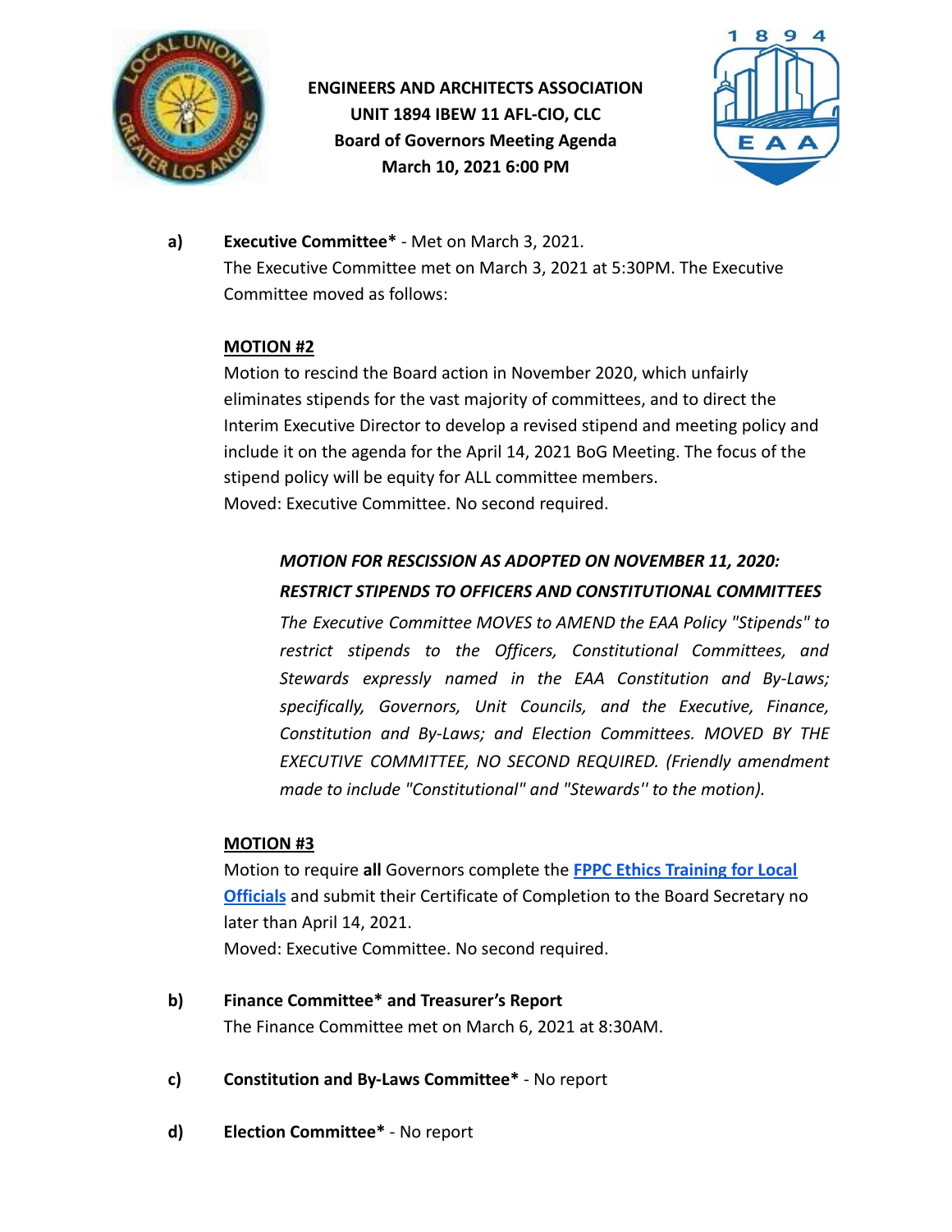**ENGINEERS AND ARCHITECTS ASSOCIATION**
**UNIT 1894 IBEW 11 AFL-CIO, CLC**
**Board of Governors Meeting Agenda**
**March 10, 2021 6:00 PM**

**a)** **Executive Committee*** - Met on March 3, 2021.
The Executive Committee met on March 3, 2021 at 5:30PM. The Executive Committee moved as follows:

**MOTION #2**
Motion to rescind the Board action in November 2020, which unfairly eliminates stipends for the vast majority of committees, and to direct the Interim Executive Director to develop a revised stipend and meeting policy and include it on the agenda for the April 14, 2021 BoG Meeting. The focus of the stipend policy will be equity for ALL committee members.
Moved: Executive Committee. No second required.

> ***MOTION FOR RESCISSION AS ADOPTED ON NOVEMBER 11, 2020: RESTRICT STIPENDS TO OFFICERS AND CONSTITUTIONAL COMMITTEES***
> *The Executive Committee MOVES to AMEND the EAA Policy "Stipends" to restrict stipends to the Officers, Constitutional Committees, and Stewards expressly named in the EAA Constitution and By-Laws; specifically, Governors, Unit Councils, and the Executive, Finance, Constitution and By-Laws; and Election Committees. MOVED BY THE EXECUTIVE COMMITTEE, NO SECOND REQUIRED. (Friendly amendment made to include "Constitutional" and "Stewards'' to the motion).*

**MOTION #3**
Motion to require **all** Governors complete the **FPPC Ethics Training for Local Officials** and submit their Certificate of Completion to the Board Secretary no later than April 14, 2021.
Moved: Executive Committee. No second required.

**b)** **Finance Committee* and Treasurer's Report**
The Finance Committee met on March 6, 2021 at 8:30AM.

**c)** **Constitution and By-Laws Committee*** - No report

**d)** **Election Committee*** - No report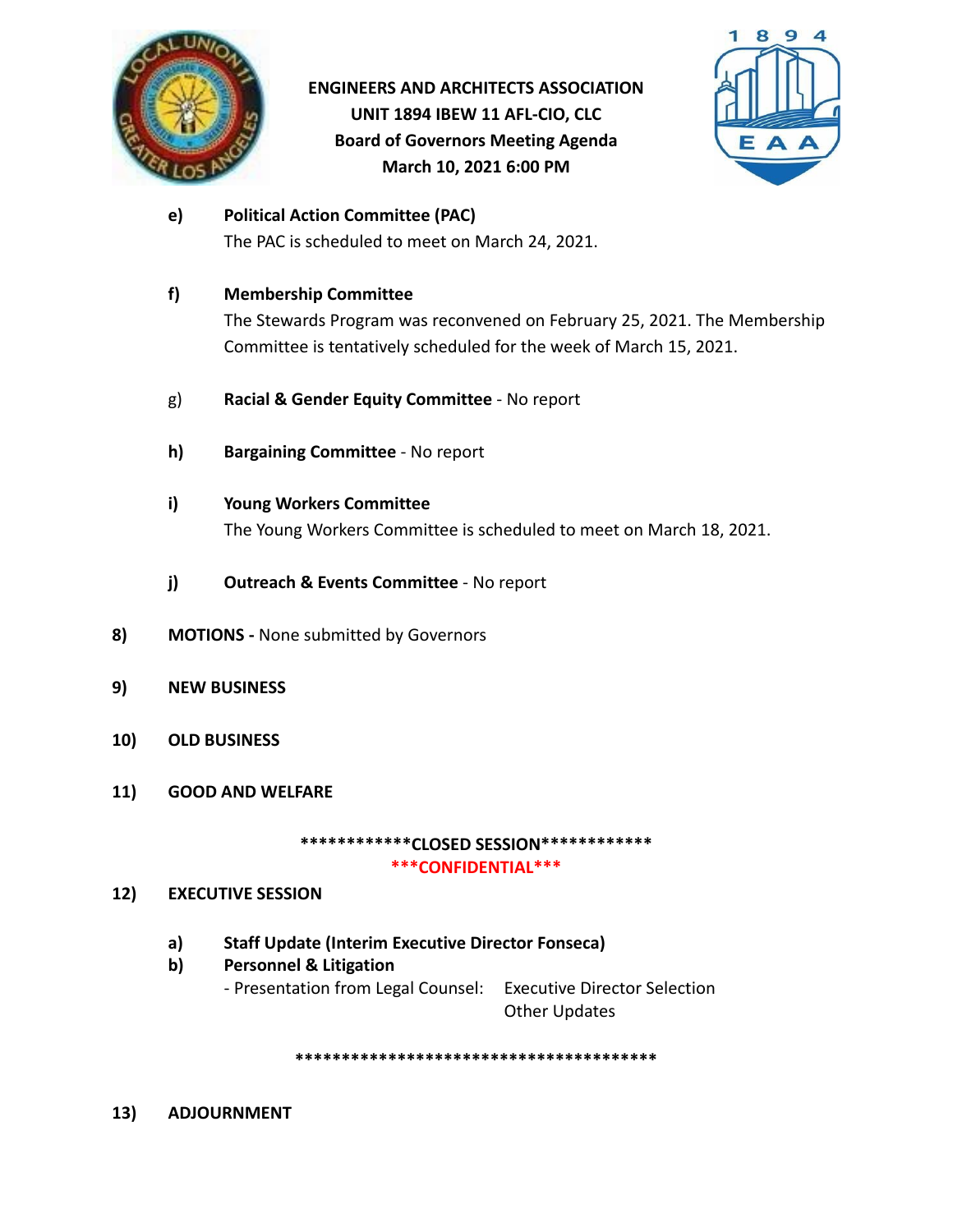**ENGINEERS AND ARCHITECTS ASSOCIATION**
**UNIT 1894 IBEW 11 AFL-CIO, CLC**
**Board of Governors Meeting Agenda**
**March 10, 2021 6:00 PM**

e) **Political Action Committee (PAC)**
The PAC is scheduled to meet on March 24, 2021.

f) **Membership Committee**
The Stewards Program was reconvened on February 25, 2021. The Membership Committee is tentatively scheduled for the week of March 15, 2021.

g) **Racial & Gender Equity Committee** - No report

h) **Bargaining Committee** - No report

i) **Young Workers Committee**
The Young Workers Committee is scheduled to meet on March 18, 2021.

j) **Outreach & Events Committee** - No report

8) **MOTIONS -** None submitted by Governors

9) **NEW BUSINESS**

10) **OLD BUSINESS**

11) **GOOD AND WELFARE**

************CLOSED SESSION************
***CONFIDENTIAL***

12) **EXECUTIVE SESSION**

a) **Staff Update (Interim Executive Director Fonseca)**

b) **Personnel & Litigation**
- Presentation from Legal Counsel: Executive Director Selection
Other Updates

****************************************

13) **ADJOURNMENT**